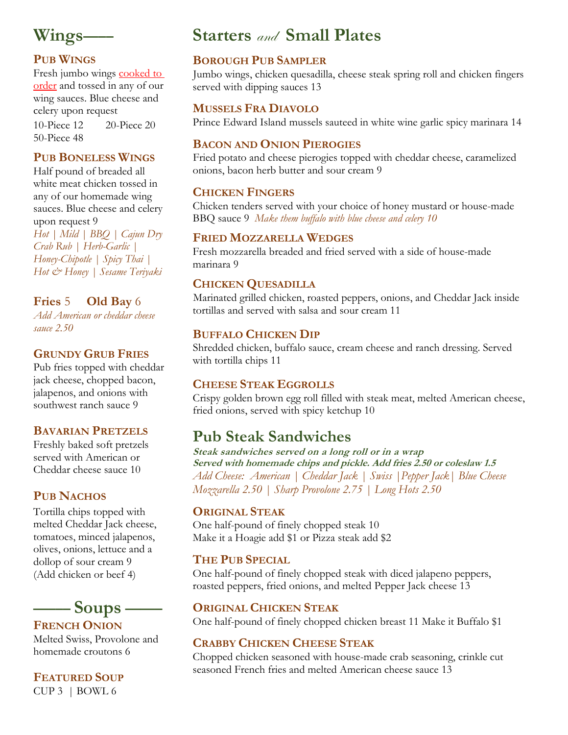## Wings

### Pub Wings

Fresh jumbo wings cooked to order and tossed in any of our wing sauces. Blue cheese and celery upon request

10-Piece 12    20-Piece 20
50-Piece 48

### Pub Boneless Wings

Half pound of breaded all white meat chicken tossed in any of our homemade wing sauces. Blue cheese and celery upon request 9

*Hot | Mild | BBQ | Cajun Dry Crab Rub | Herb-Garlic | Honey-Chipotle | Spicy Thai | Hot & Honey | Sesame Teriyaki*

**Fries** 5    **Old Bay** 6

*Add American or cheddar cheese sauce 2.50*

### Grundy Grub Fries

Pub fries topped with cheddar jack cheese, chopped bacon, jalapenos, and onions with southwest ranch sauce 9

### Bavarian Pretzels

Freshly baked soft pretzels served with American or Cheddar cheese sauce 10

### Pub Nachos

Tortilla chips topped with melted Cheddar Jack cheese, tomatoes, minced jalapenos, olives, onions, lettuce and a dollop of sour cream 9
(Add chicken or beef 4)

## Soups

### French Onion

Melted Swiss, Provolone and homemade croutons 6

### Featured Soup

CUP 3 | BOWL 6

## Starters *and* Small Plates

### Borough Pub Sampler

Jumbo wings, chicken quesadilla, cheese steak spring roll and chicken fingers served with dipping sauces 13

### Mussels Fra Diavolo

Prince Edward Island mussels sauteed in white wine garlic spicy marinara 14

### Bacon and Onion Pierogies

Fried potato and cheese pierogies topped with cheddar cheese, caramelized onions, bacon herb butter and sour cream 9

### Chicken Fingers

Chicken tenders served with your choice of honey mustard or house-made BBQ sauce 9 *Make them buffalo with blue cheese and celery 10*

### Fried Mozzarella Wedges

Fresh mozzarella breaded and fried served with a side of house-made marinara 9

### Chicken Quesadilla

Marinated grilled chicken, roasted peppers, onions, and Cheddar Jack inside tortillas and served with salsa and sour cream 11

### Buffalo Chicken Dip

Shredded chicken, buffalo sauce, cream cheese and ranch dressing. Served with tortilla chips 11

### Cheese Steak Eggrolls

Crispy golden brown egg roll filled with steak meat, melted American cheese, fried onions, served with spicy ketchup 10

## Pub Steak Sandwiches

***Steak sandwiches served on a long roll or in a wrap***
***Served with homemade chips and pickle. Add fries 2.50 or coleslaw 1.5***

*Add Cheese: American | Cheddar Jack | Swiss |Pepper Jack| Blue Cheese Mozzarella 2.50 | Sharp Provolone 2.75 | Long Hots 2.50*

### Original Steak

One half-pound of finely chopped steak 10
Make it a Hoagie add $1 or Pizza steak add $2

### The Pub Special

One half-pound of finely chopped steak with diced jalapeno peppers, roasted peppers, fried onions, and melted Pepper Jack cheese 13

### Original Chicken Steak

One half-pound of finely chopped chicken breast 11 Make it Buffalo $1

### Crabby Chicken Cheese Steak

Chopped chicken seasoned with house-made crab seasoning, crinkle cut seasoned French fries and melted American cheese sauce 13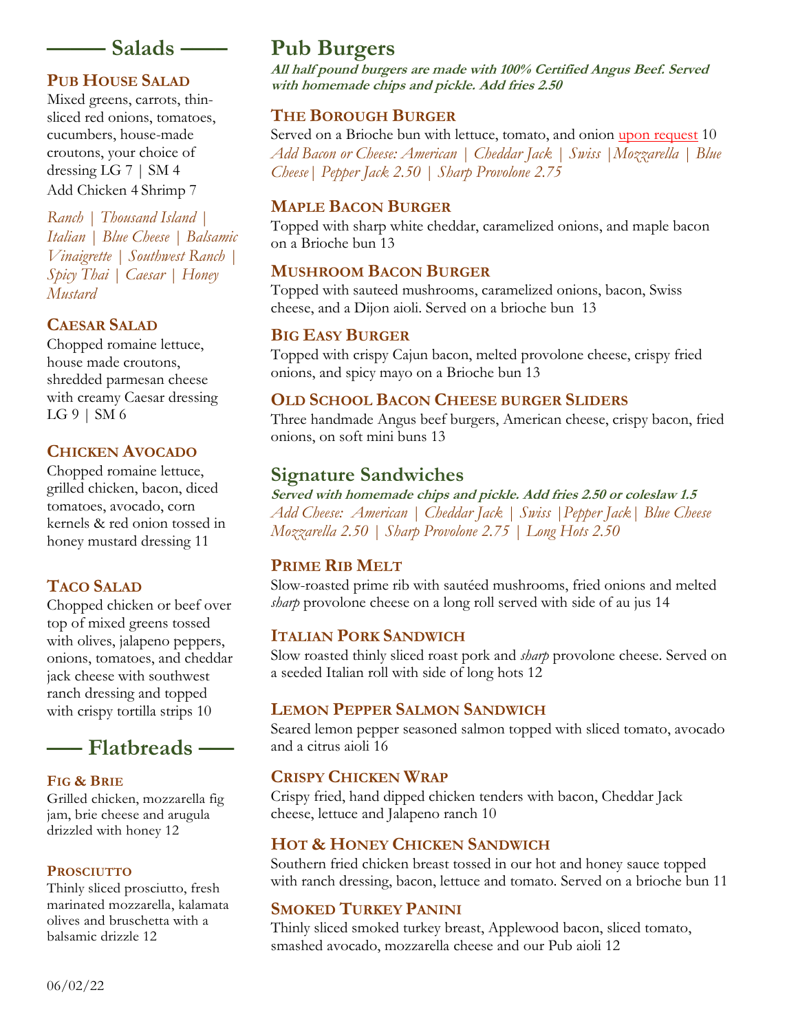## Salads

### Pub House Salad

Mixed greens, carrots, thin-sliced red onions, tomatoes, cucumbers, house-made croutons, your choice of dressing LG 7 | SM 4
Add Chicken 4 Shrimp 7

*Ranch | Thousand Island | Italian | Blue Cheese | Balsamic Vinaigrette | Southwest Ranch | Spicy Thai | Caesar | Honey Mustard*

### Caesar Salad

Chopped romaine lettuce, house made croutons, shredded parmesan cheese with creamy Caesar dressing LG 9 | SM 6

### Chicken Avocado

Chopped romaine lettuce, grilled chicken, bacon, diced tomatoes, avocado, corn kernels & red onion tossed in honey mustard dressing 11

### Taco Salad

Chopped chicken or beef over top of mixed greens tossed with olives, jalapeno peppers, onions, tomatoes, and cheddar jack cheese with southwest ranch dressing and topped with crispy tortilla strips 10

## Flatbreads

### Fig & Brie

Grilled chicken, mozzarella fig jam, brie cheese and arugula drizzled with honey 12

### Prosciutto

Thinly sliced prosciutto, fresh marinated mozzarella, kalamata olives and bruschetta with a balsamic drizzle 12

## Pub Burgers

***All half pound burgers are made with 100% Certified Angus Beef. Served with homemade chips and pickle. Add fries 2.50***

### The Borough Burger

Served on a Brioche bun with lettuce, tomato, and onion upon request 10
*Add Bacon or Cheese: American | Cheddar Jack | Swiss | Mozzarella | Blue Cheese | Pepper Jack 2.50 | Sharp Provolone 2.75*

### Maple Bacon Burger

Topped with sharp white cheddar, caramelized onions, and maple bacon on a Brioche bun 13

### Mushroom Bacon Burger

Topped with sauteed mushrooms, caramelized onions, bacon, Swiss cheese, and a Dijon aioli. Served on a brioche bun 13

### Big Easy Burger

Topped with crispy Cajun bacon, melted provolone cheese, crispy fried onions, and spicy mayo on a Brioche bun 13

### Old School Bacon Cheese burger Sliders

Three handmade Angus beef burgers, American cheese, crispy bacon, fried onions, on soft mini buns 13

## Signature Sandwiches

***Served with homemade chips and pickle. Add fries 2.50 or coleslaw 1.5***
*Add Cheese: American | Cheddar Jack | Swiss | Pepper Jack | Blue Cheese Mozzarella 2.50 | Sharp Provolone 2.75 | Long Hots 2.50*

### Prime Rib Melt

Slow-roasted prime rib with sautéed mushrooms, fried onions and melted *sharp* provolone cheese on a long roll served with side of au jus 14

### Italian Pork Sandwich

Slow roasted thinly sliced roast pork and *sharp* provolone cheese. Served on a seeded Italian roll with side of long hots 12

### Lemon Pepper Salmon Sandwich

Seared lemon pepper seasoned salmon topped with sliced tomato, avocado and a citrus aioli 16

### Crispy Chicken Wrap

Crispy fried, hand dipped chicken tenders with bacon, Cheddar Jack cheese, lettuce and Jalapeno ranch 10

### Hot & Honey Chicken Sandwich

Southern fried chicken breast tossed in our hot and honey sauce topped with ranch dressing, bacon, lettuce and tomato. Served on a brioche bun 11

### Smoked Turkey Panini

Thinly sliced smoked turkey breast, Applewood bacon, sliced tomato, smashed avocado, mozzarella cheese and our Pub aioli 12

06/02/22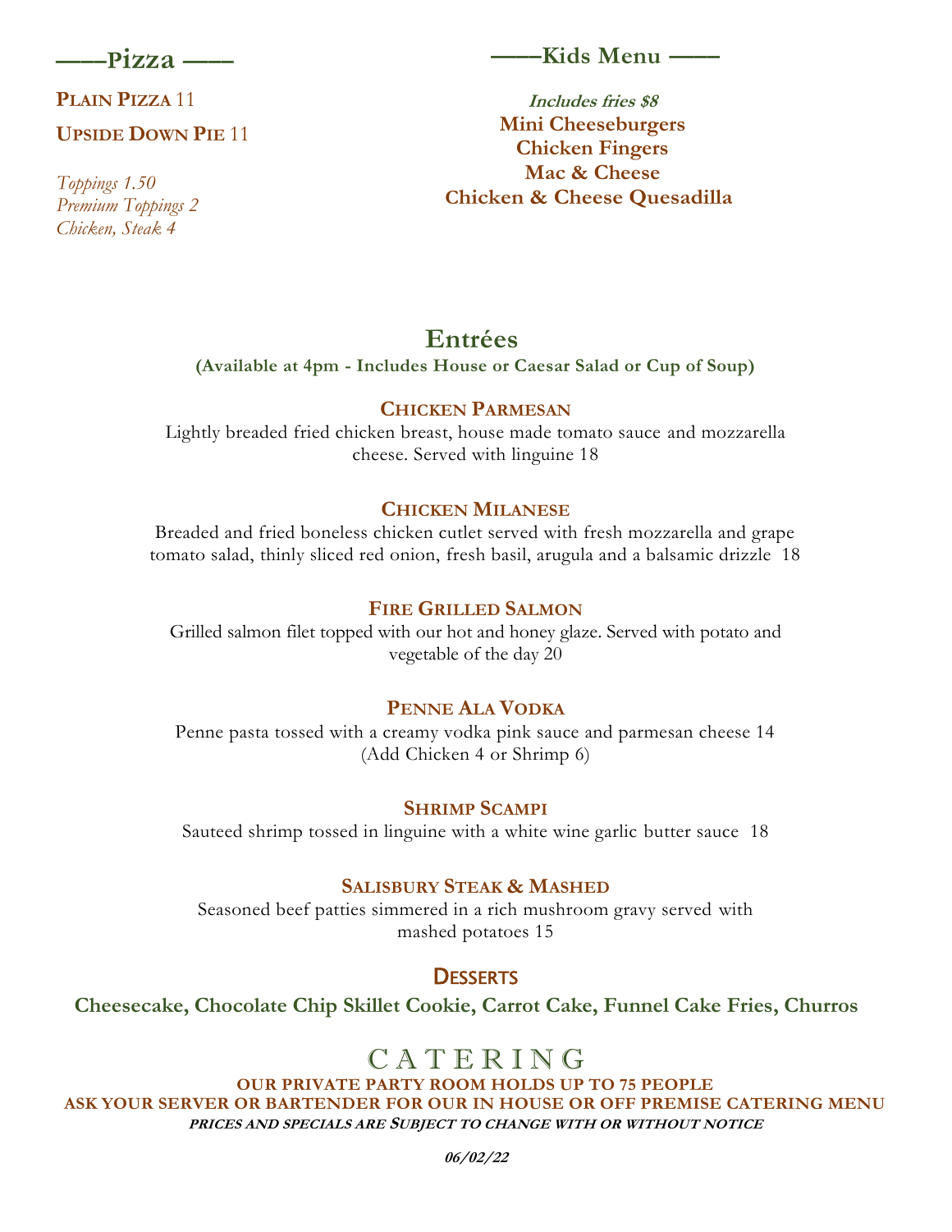## ——Pizza ——

**PLAIN PIZZA** 11

**UPSIDE DOWN PIE** 11

*Toppings 1.50*
*Premium Toppings 2*
*Chicken, Steak 4*

## ——Kids Menu ——

***Includes fries $8***

**Mini Cheeseburgers**
**Chicken Fingers**
**Mac & Cheese**
**Chicken & Cheese Quesadilla**

# Entrées

**(Available at 4pm - Includes House or Caesar Salad or Cup of Soup)**

### CHICKEN PARMESAN

Lightly breaded fried chicken breast, house made tomato sauce and mozzarella cheese. Served with linguine 18

### CHICKEN MILANESE

Breaded and fried boneless chicken cutlet served with fresh mozzarella and grape tomato salad, thinly sliced red onion, fresh basil, arugula and a balsamic drizzle 18

### FIRE GRILLED SALMON

Grilled salmon filet topped with our hot and honey glaze. Served with potato and vegetable of the day 20

### PENNE ALA VODKA

Penne pasta tossed with a creamy vodka pink sauce and parmesan cheese 14
(Add Chicken 4 or Shrimp 6)

### SHRIMP SCAMPI

Sauteed shrimp tossed in linguine with a white wine garlic butter sauce 18

### SALISBURY STEAK & MASHED

Seasoned beef patties simmered in a rich mushroom gravy served with mashed potatoes 15

## DESSERTS

**Cheesecake, Chocolate Chip Skillet Cookie, Carrot Cake, Funnel Cake Fries, Churros**

## CATERING

**OUR PRIVATE PARTY ROOM HOLDS UP TO 75 PEOPLE**

**ASK YOUR SERVER OR BARTENDER FOR OUR IN HOUSE OR OFF PREMISE CATERING MENU**

***PRICES AND SPECIALS ARE SUBJECT TO CHANGE WITH OR WITHOUT NOTICE***

***06/02/22***